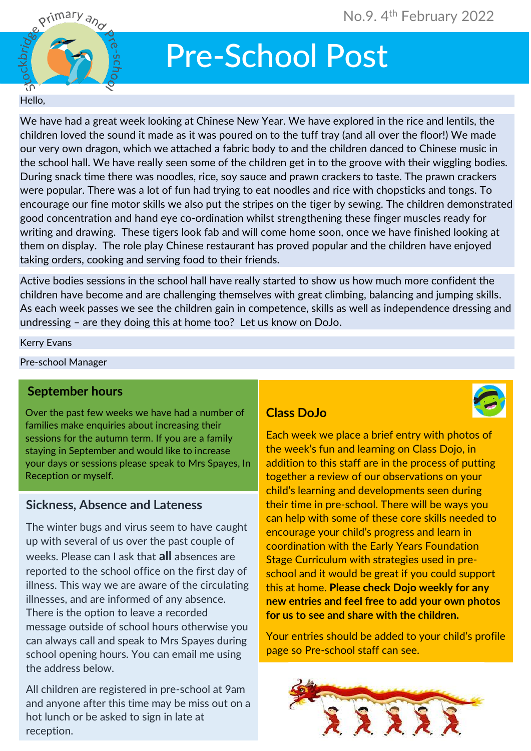No.9. 4th February 2022

# Pre-School Post

Hello,

We have had a great week looking at Chinese New Year. We have explored in the rice and lentils, the children loved the sound it made as it was poured on to the tuff tray (and all over the floor!) We made our very own dragon, which we attached a fabric body to and the children danced to Chinese music in the school hall. We have really seen some of the children get in to the groove with their wiggling bodies. During snack time there was noodles, rice, soy sauce and prawn crackers to taste. The prawn crackers were popular. There was a lot of fun had trying to eat noodles and rice with chopsticks and tongs. To encourage our fine motor skills we also put the stripes on the tiger by sewing. The children demonstrated good concentration and hand eye co-ordination whilst strengthening these finger muscles ready for writing and drawing. These tigers look fab and will come home soon, once we have finished looking at them on display. The role play Chinese restaurant has proved popular and the children have enjoyed taking orders, cooking and serving food to their friends.

Active bodies sessions in the school hall have really started to show us how much more confident the children have become and are challenging themselves with great climbing, balancing and jumping skills. As each week passes we see the children gain in competence, skills as well as independence dressing and undressing – are they doing this at home too? Let us know on DoJo.

Kerry Evans

Pre-school Manager

## September hours

Over the past few weeks we have had a number of families make enquiries about increasing their sessions for the autumn term. If you are a family staying in September and would like to increase your days or sessions please speak to Mrs Spayes, In Reception or myself.

## Sickness, Absence and Lateness

The winter bugs and virus seem to have caught up with several of us over the past couple of weeks. Please can I ask that **all** absences are reported to the school office on the first day of illness. This way we are aware of the circulating illnesses, and are informed of any absence. There is the option to leave a recorded message outside of school hours otherwise you can always call and speak to Mrs Spayes during school opening hours. You can email me using the address below.

All children are registered in pre-school at 9am and anyone after this time may be miss out on a hot lunch or be asked to sign in late at reception.

## Class DoJo

Each week we place a brief entry with photos of the week's fun and learning on Class Dojo, in addition to this staff are in the process of putting together a review of our observations on your child's learning and developments seen during their time in pre-school. There will be ways you can help with some of these core skills needed to encourage your child's progress and learn in coordination with the Early Years Foundation Stage Curriculum with strategies used in pre-school and it would be great if you could support this at home. **Please check Dojo weekly for any new entries and feel free to add your own photos for us to see and share with the children.**

Your entries should be added to your child's profile page so Pre-school staff can see.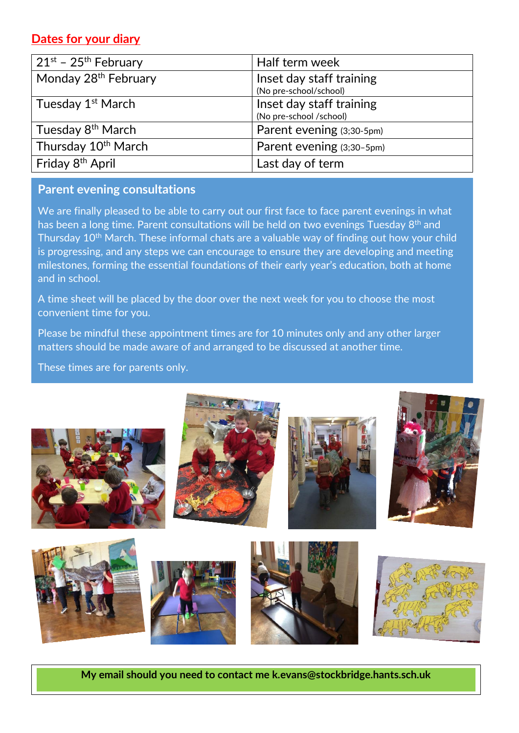## Dates for your diary

| | |
|---|---|
| 21st – 25th February | Half term week |
| Monday 28th February | Inset day staff training (No pre-school/school) |
| Tuesday 1st March | Inset day staff training (No pre-school /school) |
| Tuesday 8th March | Parent evening (3;30-5pm) |
| Thursday 10th March | Parent evening (3;30–5pm) |
| Friday 8th April | Last day of term |

### Parent evening consultations

We are finally pleased to be able to carry out our first face to face parent evenings in what has been a long time. Parent consultations will be held on two evenings Tuesday 8th and Thursday 10th March. These informal chats are a valuable way of finding out how your child is progressing, and any steps we can encourage to ensure they are developing and meeting milestones, forming the essential foundations of their early year's education, both at home and in school.

A time sheet will be placed by the door over the next week for you to choose the most convenient time for you.

Please be mindful these appointment times are for 10 minutes only and any other larger matters should be made aware of and arranged to be discussed at another time.

These times are for parents only.

**My email should you need to contact me k.evans@stockbridge.hants.sch.uk**